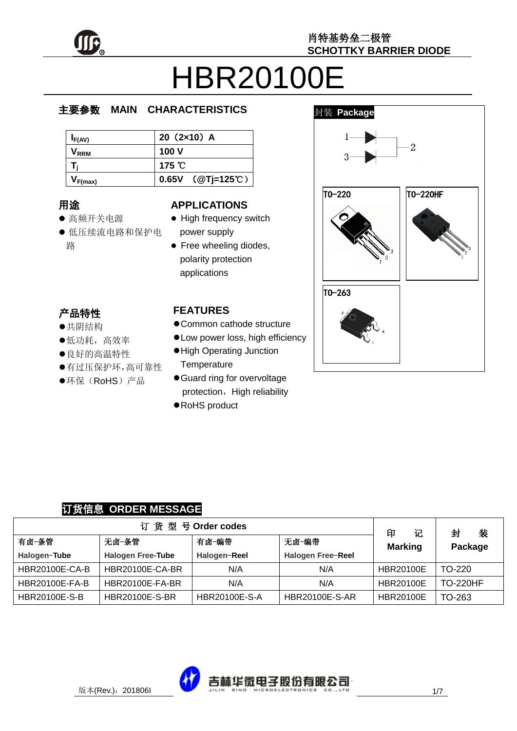肖特基势垒二极管
SCHOTTKY BARRIER DIODE

# HBR20100E

## 主要参数 MAIN CHARACTERISTICS

| | |
|---|---|
| $I_{F(AV)}$ | 20（2×10）A |
| $V_{RRM}$ | 100 V |
| $T_j$ | 175 ℃ |
| $V_{F(max)}$ | 0.65V （@Tj=125℃） |

## 封装 Package

TO-220

TO-220HF

TO-263

## 用途

- 高频开关电源
- 低压续流电路和保护电路

## APPLICATIONS

- High frequency switch power supply
- Free wheeling diodes, polarity protection applications

## 产品特性

- 共阴结构
- 低功耗，高效率
- 良好的高温特性
- 有过压保护环，高可靠性
- 环保（RoHS）产品

## FEATURES

- Common cathode structure
- Low power loss, high efficiency
- High Operating Junction Temperature
- Guard ring for overvoltage protection，High reliability
- RoHS product

## 订货信息 ORDER MESSAGE

| 订 货 型 号 Order codes | | | | 印 记 Marking | 封 装 Package |
|---|---|---|---|---|---|
| 有卤-条管 Halogen-Tube | 无卤-条管 Halogen Free-Tube | 有卤-编带 Halogen-Reel | 无卤-编带 Halogen Free-Reel | | |
| HBR20100E-CA-B | HBR20100E-CA-BR | N/A | N/A | HBR20100E | TO-220 |
| HBR20100E-FA-B | HBR20100E-FA-BR | N/A | N/A | HBR20100E | TO-220HF |
| HBR20100E-S-B | HBR20100E-S-BR | HBR20100E-S-A | HBR20100E-S-AR | HBR20100E | TO-263 |

版本(Rev.)：201806I

吉林华微电子股份有限公司 JILIN SINO-MICROELECTRONICS CO., LTD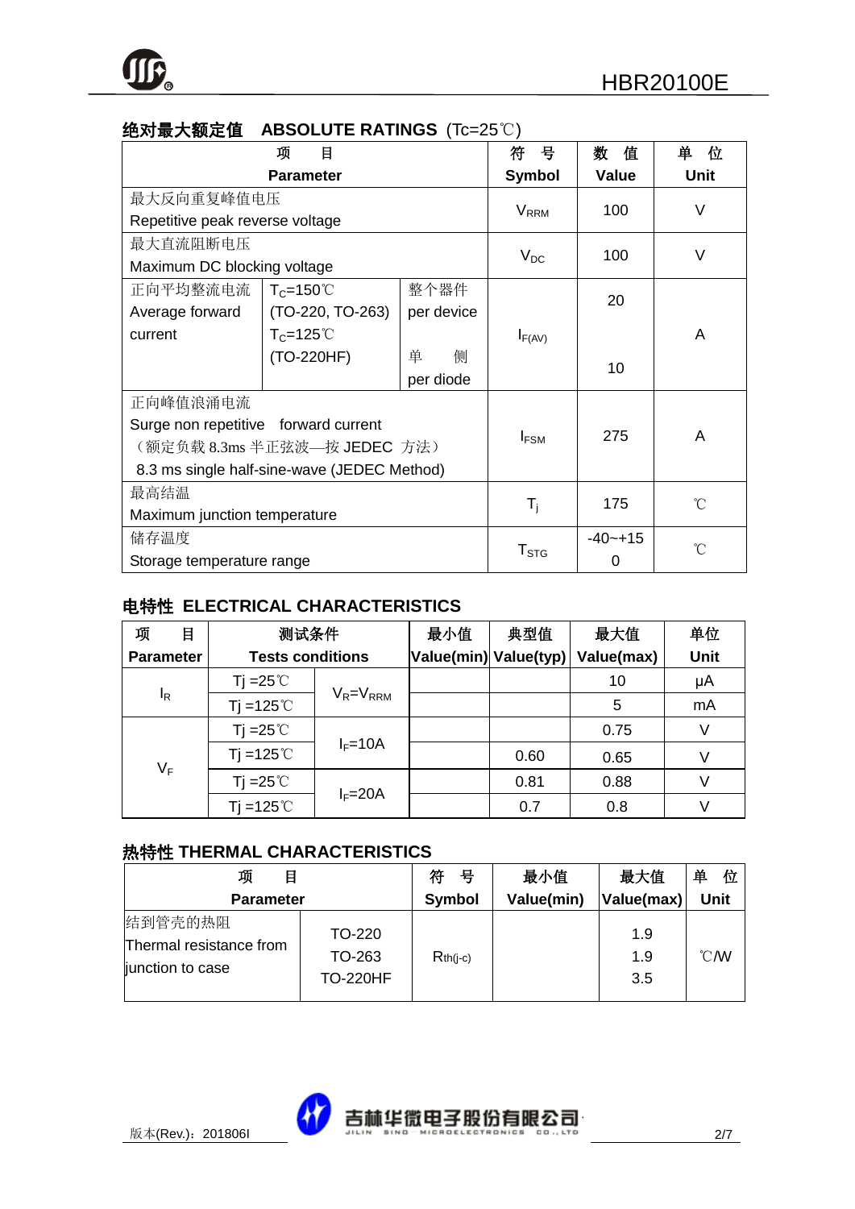## 绝对最大额定值　ABSOLUTE RATINGS (Tc=25℃)

| 项　目 Parameter | | | 符　号 Symbol | 数　值 Value | 单　位 Unit |
|---|---|---|---|---|---|
| 最大反向重复峰值电压 Repetitive peak reverse voltage | | | $V_{RRM}$ | 100 | V |
| 最大直流阻断电压 Maximum DC blocking voltage | | | $V_{DC}$ | 100 | V |
| 正向平均整流电流 Average forward current | $T_C$=150℃ (TO-220, TO-263) $T_C$=125℃ (TO-220HF) | 整个器件 per device | $I_{F(AV)}$ | 20 | A |
| | | 单　侧 per diode | | 10 | |
| 正向峰值浪涌电流 Surge non repetitive forward current （额定负载 8.3ms 半正弦波—按 JEDEC 方法） 8.3 ms single half-sine-wave (JEDEC Method) | | | $I_{FSM}$ | 275 | A |
| 最高结温 Maximum junction temperature | | | $T_j$ | 175 | ℃ |
| 储存温度 Storage temperature range | | | $T_{STG}$ | -40~+150 | ℃ |

## 电特性 ELECTRICAL CHARACTERISTICS

| 项　目 Parameter | 测试条件 Tests conditions | | 最小值 Value(min) | 典型值 Value(typ) | 最大值 Value(max) | 单位 Unit |
|---|---|---|---|---|---|---|
| $I_R$ | Tj =25℃ | $V_R$=$V_{RRM}$ | | | 10 | μA |
| | Tj =125℃ | | | | 5 | mA |
| $V_F$ | Tj =25℃ | $I_F$=10A | | | 0.75 | V |
| | Tj =125℃ | | | 0.60 | 0.65 | V |
| | Tj =25℃ | $I_F$=20A | | 0.81 | 0.88 | V |
| | Tj =125℃ | | | 0.7 | 0.8 | V |

## 热特性 THERMAL CHARACTERISTICS

| 项　目 Parameter | | 符　号 Symbol | 最小值 Value(min) | 最大值 Value(max) | 单　位 Unit |
|---|---|---|---|---|---|
| 结到管壳的热阻 Thermal resistance from junction to case | TO-220 | $R_{th(j-c)}$ | | 1.9 | ℃/W |
| | TO-263 | | | 1.9 | |
| | TO-220HF | | | 3.5 | |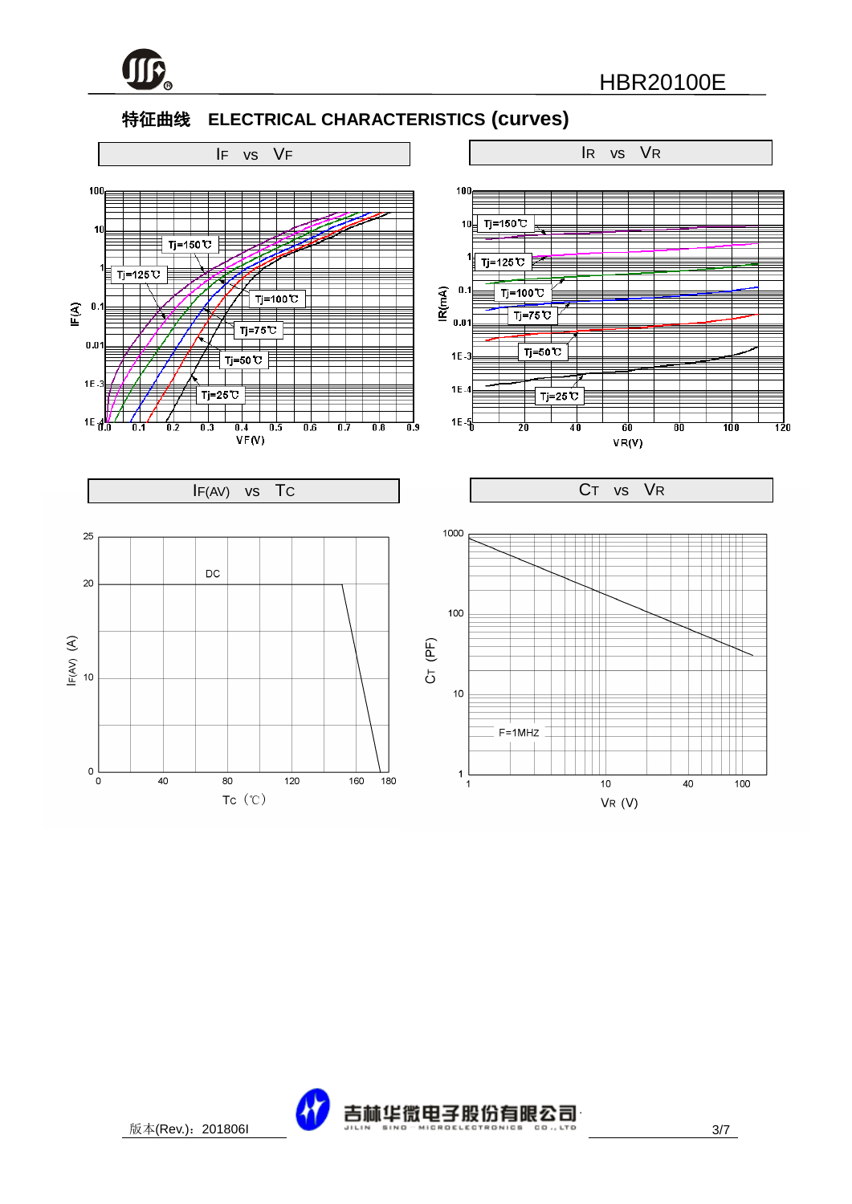## 特征曲线 ELECTRICAL CHARACTERISTICS (curves)

### IF vs VF

Tj=150℃, Tj=125℃, Tj=100℃, Tj=75℃, Tj=50℃, Tj=25℃

IF(A) — VF(V)

### IR vs VR

Tj=150℃, Tj=125℃, Tj=100℃, Tj=75℃, Tj=50℃, Tj=25℃

IR(mA) — VR(V)

### IF(AV) vs TC

DC

IF(AV) (A) — TC（℃）

### CT vs VR

F=1MHZ

CT (PF) — VR (V)

版本(Rev.)：201806I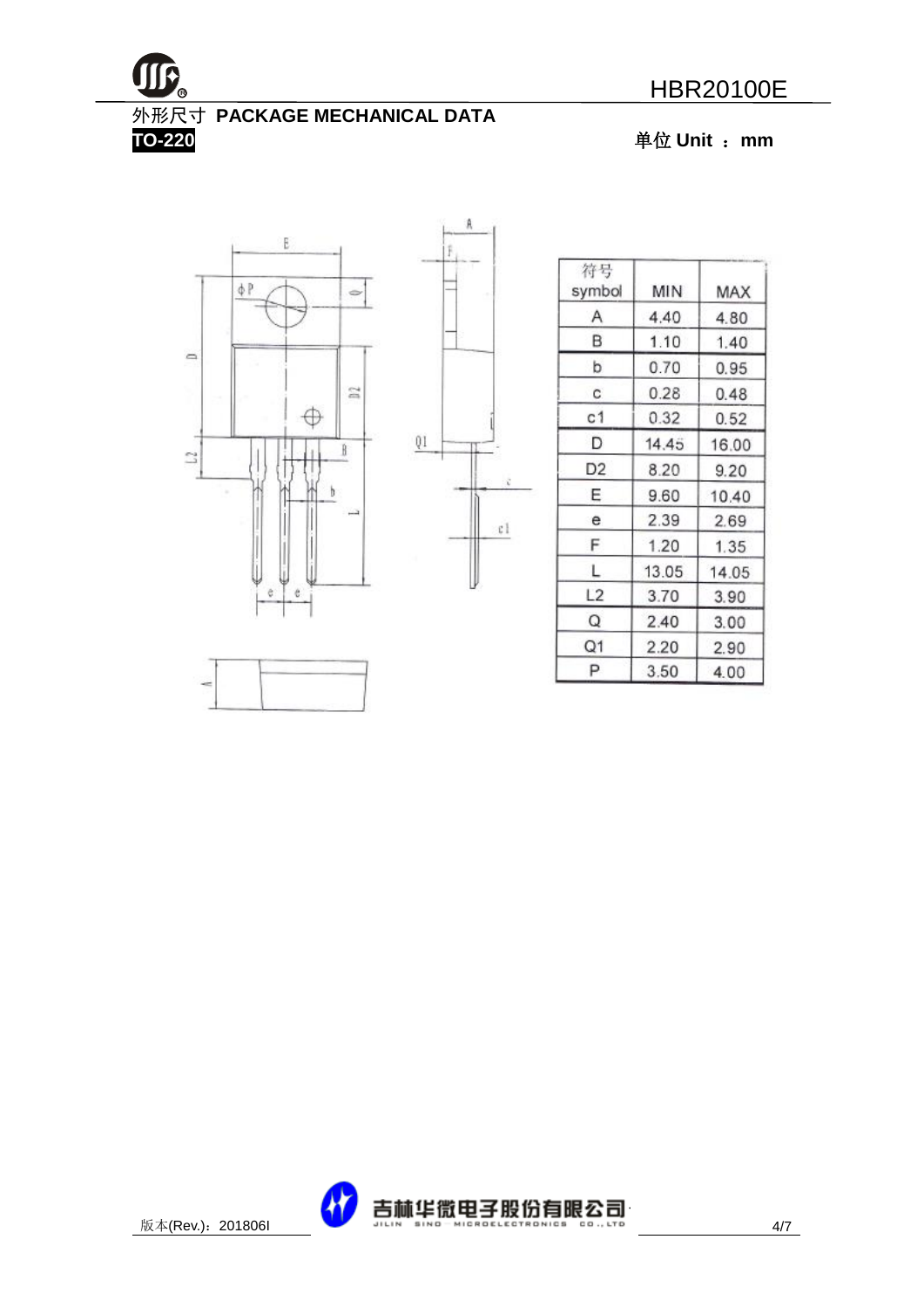外形尺寸 **PACKAGE MECHANICAL DATA**

**TO-220**

**单位 Unit ：mm**

| 符号 symbol | MIN | MAX |
|---|---|---|
| A | 4.40 | 4.80 |
| B | 1.10 | 1.40 |
| b | 0.70 | 0.95 |
| c | 0.28 | 0.48 |
| c1 | 0.32 | 0.52 |
| D | 14.45 | 16.00 |
| D2 | 8.20 | 9.20 |
| E | 9.60 | 10.40 |
| e | 2.39 | 2.69 |
| F | 1.20 | 1.35 |
| L | 13.05 | 14.05 |
| L2 | 3.70 | 3.90 |
| Q | 2.40 | 3.00 |
| Q1 | 2.20 | 2.90 |
| P | 3.50 | 4.00 |

版本(Rev.)：201806I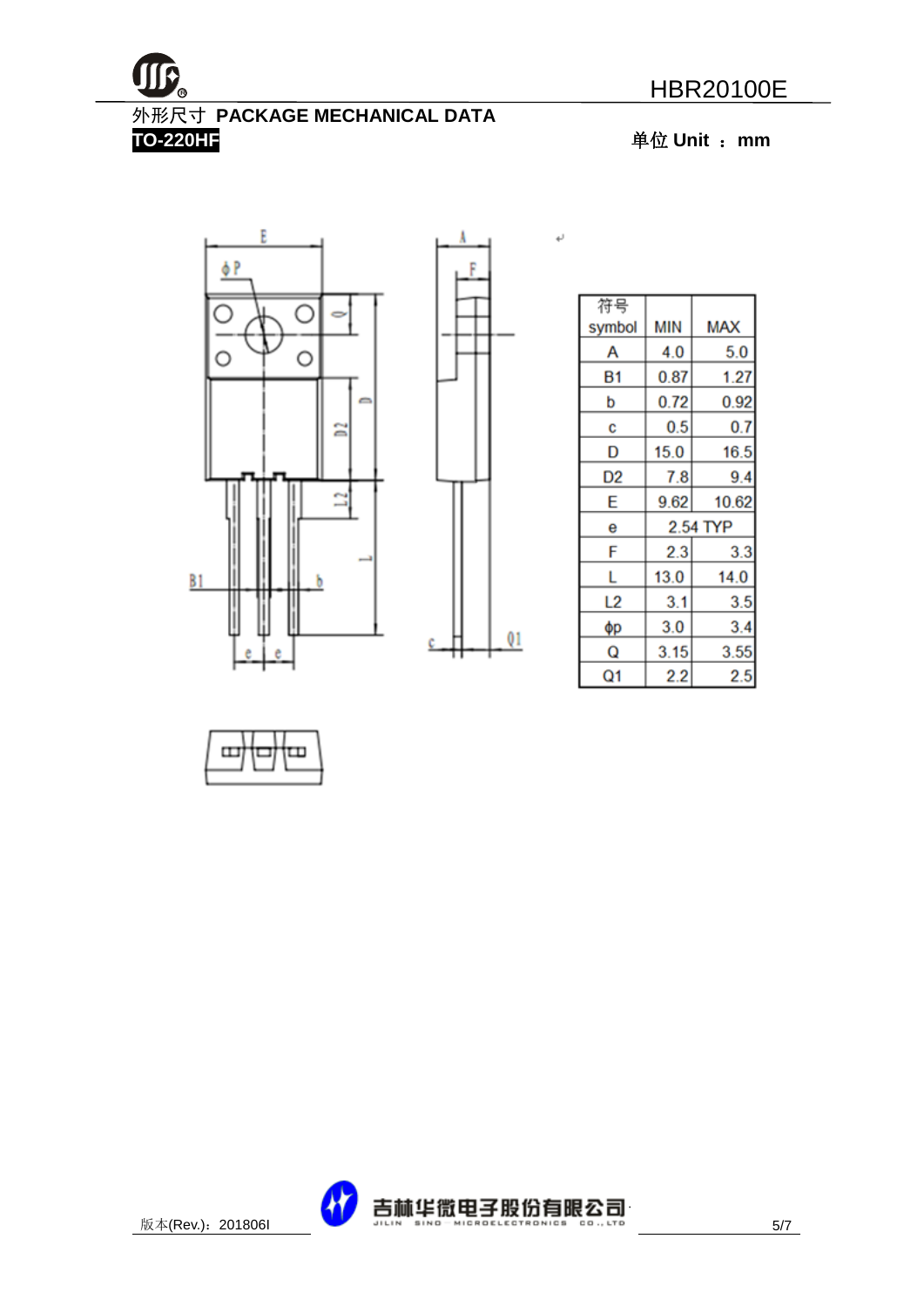## 外形尺寸 PACKAGE MECHANICAL DATA

**TO-220HF**

单位 Unit ： mm

| 符号 symbol | MIN | MAX |
|---|---|---|
| A | 4.0 | 5.0 |
| B1 | 0.87 | 1.27 |
| b | 0.72 | 0.92 |
| c | 0.5 | 0.7 |
| D | 15.0 | 16.5 |
| D2 | 7.8 | 9.4 |
| E | 9.62 | 10.62 |
| e | 2.54 TYP | |
| F | 2.3 | 3.3 |
| L | 13.0 | 14.0 |
| L2 | 3.1 | 3.5 |
| ϕp | 3.0 | 3.4 |
| Q | 3.15 | 3.55 |
| Q1 | 2.2 | 2.5 |

版本(Rev.)：201806I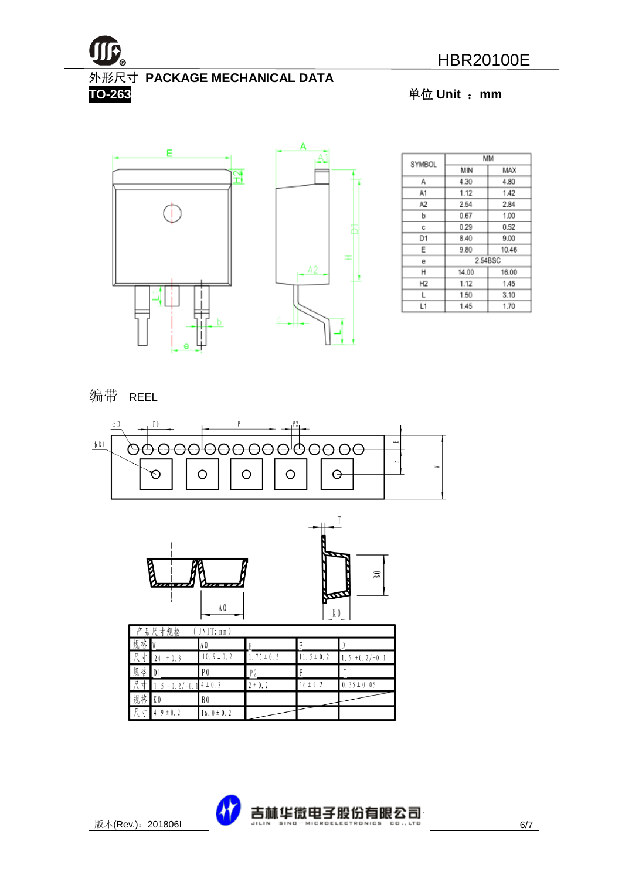# 外形尺寸 PACKAGE MECHANICAL DATA

**TO-263**

单位 Unit ： mm

| SYMBOL | MM | |
|---|---|---|
| | MIN | MAX |
| A | 4.30 | 4.80 |
| A1 | 1.12 | 1.42 |
| A2 | 2.54 | 2.84 |
| b | 0.67 | 1.00 |
| c | 0.29 | 0.52 |
| D1 | 8.40 | 9.00 |
| E | 9.80 | 10.46 |
| e | 2.54BSC | |
| H | 14.00 | 16.00 |
| H2 | 1.12 | 1.45 |
| L | 1.50 | 3.10 |
| L1 | 1.45 | 1.70 |

## 编带 REEL

| 产品尺寸规格 | （UNIT: mm） | | | | |
|---|---|---|---|---|---|
| 规格 | W | A0 | E | F | D |
| 尺寸 | 24 ±0.3 | 10.9±0.2 | 1.75±0.2 | 11.5±0.2 | 1.5 +0.2/-0.1 |
| 规格 | D1 | P0 | P2 | P | T |
| 尺寸 | 1.5 +0.2/-0.1 | 4±0.2 | 2±0.2 | 16±0.2 | 0.35±0.05 |
| 规格 | K0 | B0 | | | |
| 尺寸 | 4.9±0.2 | 16.0±0.2 | | | |

版本(Rev.)：201806I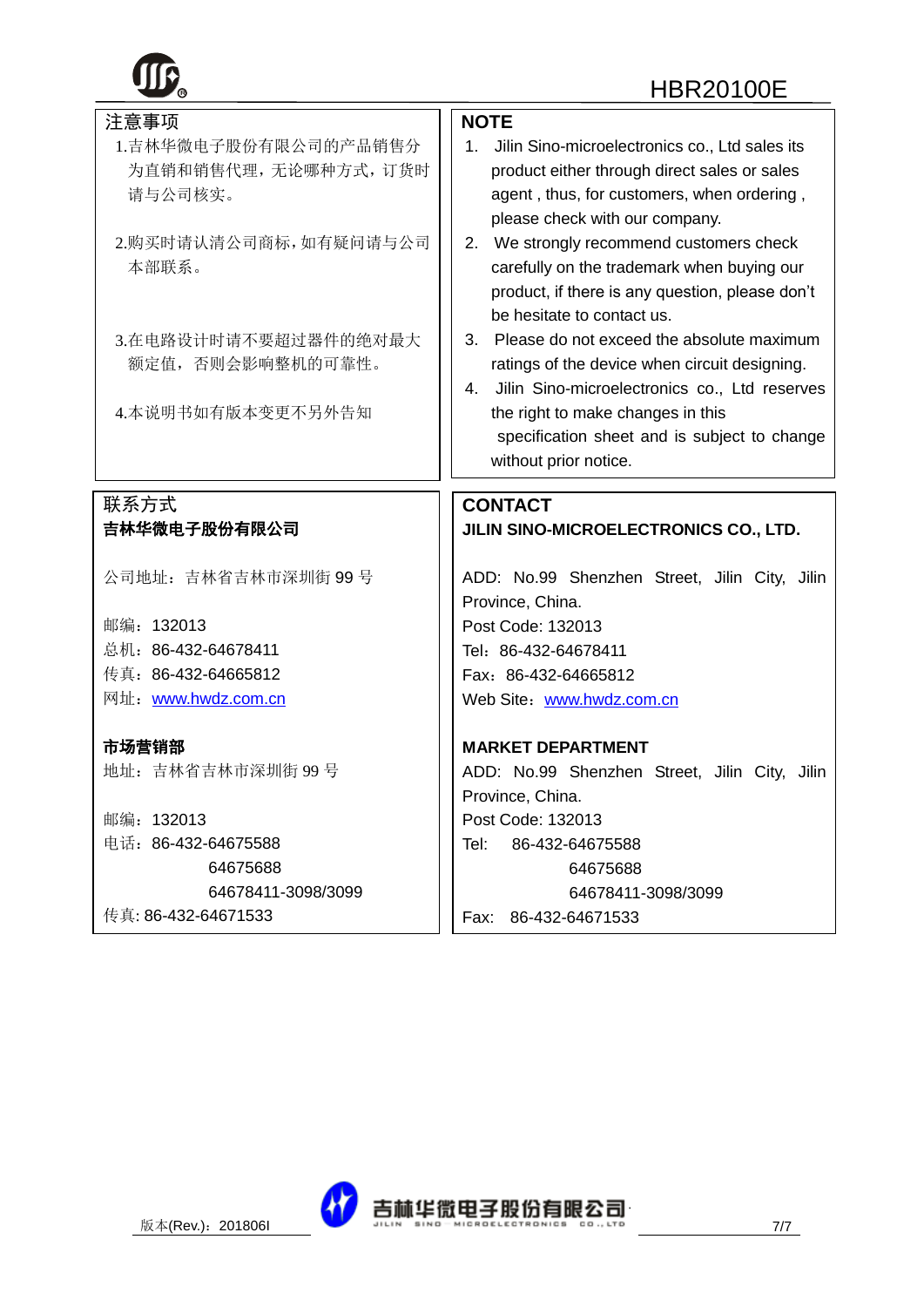## 注意事项

1. 吉林华微电子股份有限公司的产品销售分为直销和销售代理，无论哪种方式，订货时请与公司核实。
2. 购买时请认清公司商标，如有疑问请与公司本部联系。
3. 在电路设计时请不要超过器件的绝对最大额定值，否则会影响整机的可靠性。
4. 本说明书如有版本变更不另外告知

## NOTE

1. Jilin Sino-microelectronics co., Ltd sales its product either through direct sales or sales agent , thus, for customers, when ordering , please check with our company.
2. We strongly recommend customers check carefully on the trademark when buying our product, if there is any question, please don't be hesitate to contact us.
3. Please do not exceed the absolute maximum ratings of the device when circuit designing.
4. Jilin Sino-microelectronics co., Ltd reserves the right to make changes in this specification sheet and is subject to change without prior notice.

## 联系方式

**吉林华微电子股份有限公司**

公司地址：吉林省吉林市深圳街 99 号

邮编：132013
总机：86-432-64678411
传真：86-432-64665812
网址：www.hwdz.com.cn

**市场营销部**

地址：吉林省吉林市深圳街 99 号

邮编：132013
电话：86-432-64675588
64675688
64678411-3098/3099
传真: 86-432-64671533

## CONTACT

**JILIN SINO-MICROELECTRONICS CO., LTD.**

ADD: No.99 Shenzhen Street, Jilin City, Jilin Province, China.
Post Code: 132013
Tel：86-432-64678411
Fax：86-432-64665812
Web Site：www.hwdz.com.cn

**MARKET DEPARTMENT**

ADD: No.99 Shenzhen Street, Jilin City, Jilin Province, China.
Post Code: 132013
Tel: 86-432-64675588
64675688
64678411-3098/3099
Fax: 86-432-64671533

版本(Rev.)：201806I